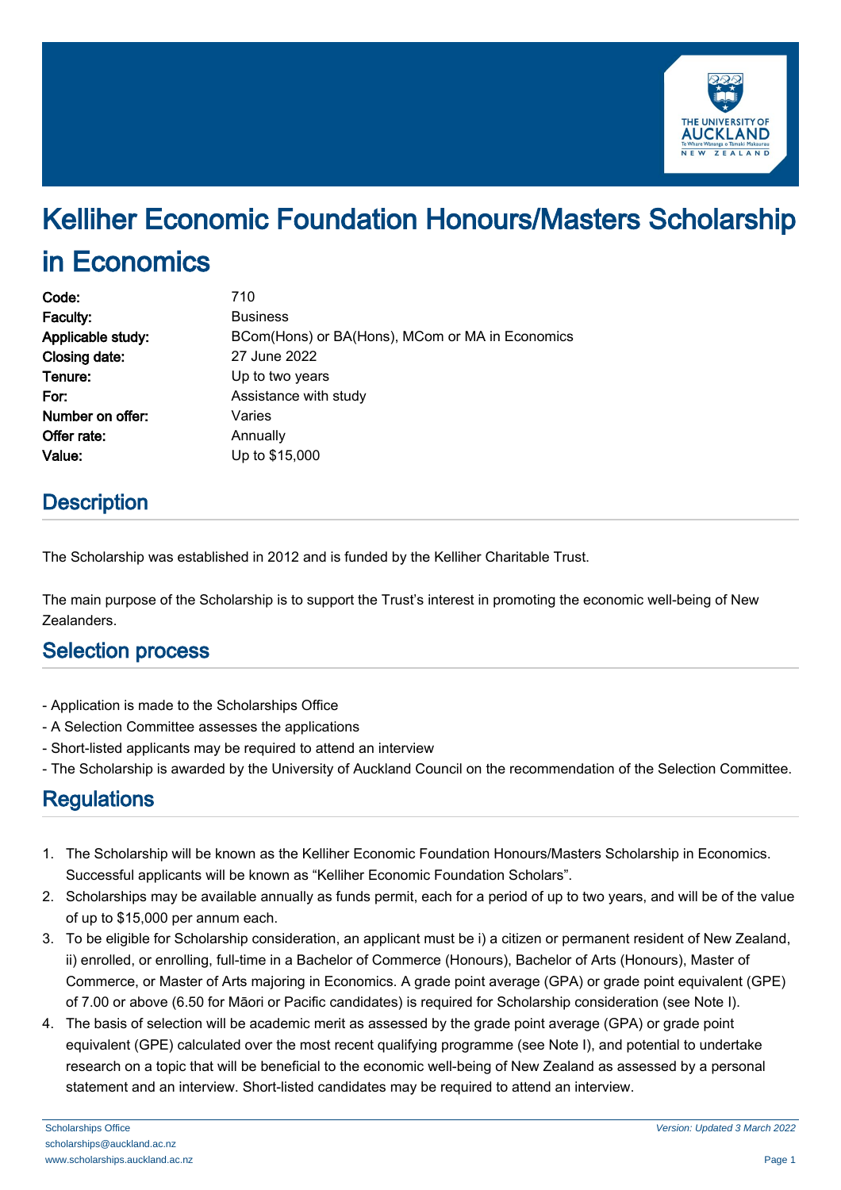# Kelliher Economic Foundation Honours/Masters Scholarship in Economics

| | |
|---|---|
| **Code:** | 710 |
| **Faculty:** | Business |
| **Applicable study:** | BCom(Hons) or BA(Hons), MCom or MA in Economics |
| **Closing date:** | 27 June 2022 |
| **Tenure:** | Up to two years |
| **For:** | Assistance with study |
| **Number on offer:** | Varies |
| **Offer rate:** | Annually |
| **Value:** | Up to $15,000 |

## Description

The Scholarship was established in 2012 and is funded by the Kelliher Charitable Trust.

The main purpose of the Scholarship is to support the Trust's interest in promoting the economic well-being of New Zealanders.

## Selection process

- Application is made to the Scholarships Office
- A Selection Committee assesses the applications
- Short-listed applicants may be required to attend an interview
- The Scholarship is awarded by the University of Auckland Council on the recommendation of the Selection Committee.

## Regulations

1. The Scholarship will be known as the Kelliher Economic Foundation Honours/Masters Scholarship in Economics. Successful applicants will be known as "Kelliher Economic Foundation Scholars".
2. Scholarships may be available annually as funds permit, each for a period of up to two years, and will be of the value of up to $15,000 per annum each.
3. To be eligible for Scholarship consideration, an applicant must be i) a citizen or permanent resident of New Zealand, ii) enrolled, or enrolling, full-time in a Bachelor of Commerce (Honours), Bachelor of Arts (Honours), Master of Commerce, or Master of Arts majoring in Economics. A grade point average (GPA) or grade point equivalent (GPE) of 7.00 or above (6.50 for Māori or Pacific candidates) is required for Scholarship consideration (see Note I).
4. The basis of selection will be academic merit as assessed by the grade point average (GPA) or grade point equivalent (GPE) calculated over the most recent qualifying programme (see Note I), and potential to undertake research on a topic that will be beneficial to the economic well-being of New Zealand as assessed by a personal statement and an interview. Short-listed candidates may be required to attend an interview.

Scholarships Office
scholarships@auckland.ac.nz
www.scholarships.auckland.ac.nz

*Version: Updated 3 March 2022*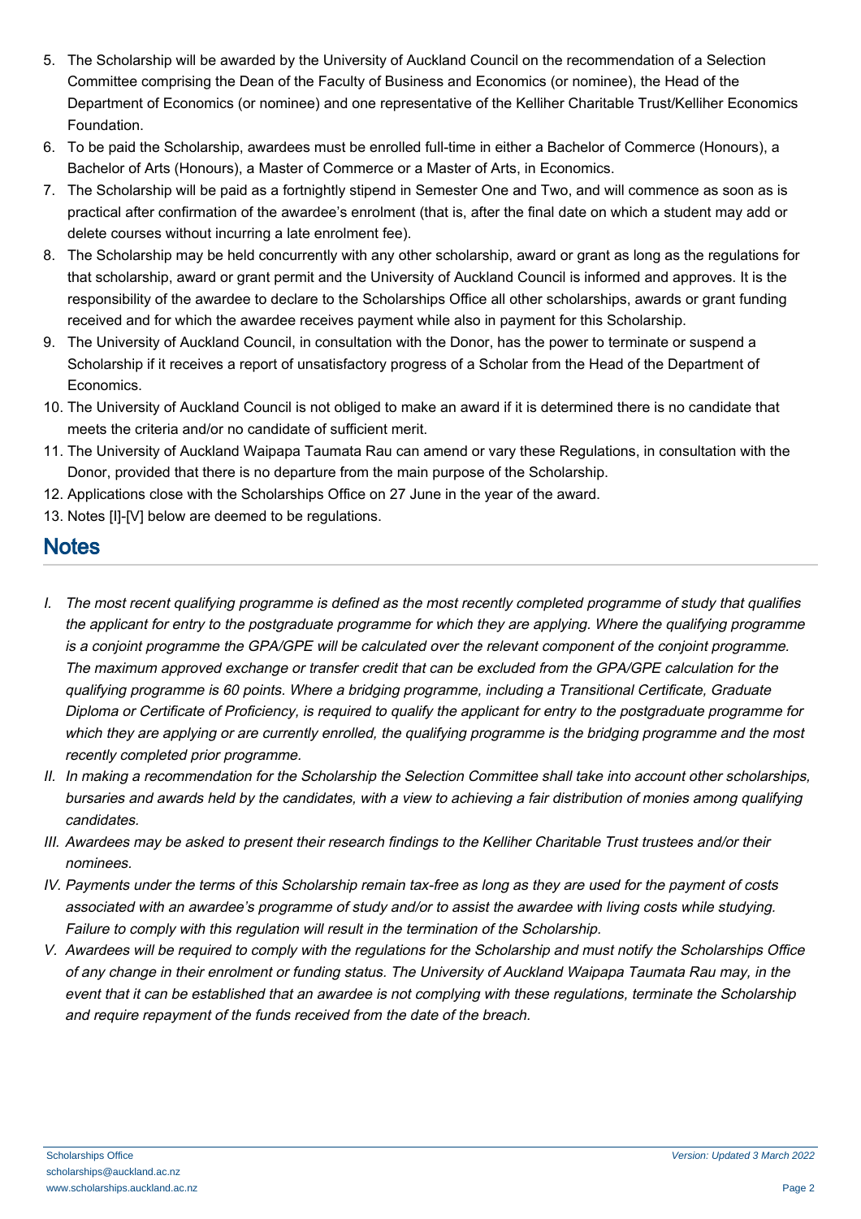5. The Scholarship will be awarded by the University of Auckland Council on the recommendation of a Selection Committee comprising the Dean of the Faculty of Business and Economics (or nominee), the Head of the Department of Economics (or nominee) and one representative of the Kelliher Charitable Trust/Kelliher Economics Foundation.
6. To be paid the Scholarship, awardees must be enrolled full-time in either a Bachelor of Commerce (Honours), a Bachelor of Arts (Honours), a Master of Commerce or a Master of Arts, in Economics.
7. The Scholarship will be paid as a fortnightly stipend in Semester One and Two, and will commence as soon as is practical after confirmation of the awardee's enrolment (that is, after the final date on which a student may add or delete courses without incurring a late enrolment fee).
8. The Scholarship may be held concurrently with any other scholarship, award or grant as long as the regulations for that scholarship, award or grant permit and the University of Auckland Council is informed and approves. It is the responsibility of the awardee to declare to the Scholarships Office all other scholarships, awards or grant funding received and for which the awardee receives payment while also in payment for this Scholarship.
9. The University of Auckland Council, in consultation with the Donor, has the power to terminate or suspend a Scholarship if it receives a report of unsatisfactory progress of a Scholar from the Head of the Department of Economics.
10. The University of Auckland Council is not obliged to make an award if it is determined there is no candidate that meets the criteria and/or no candidate of sufficient merit.
11. The University of Auckland Waipapa Taumata Rau can amend or vary these Regulations, in consultation with the Donor, provided that there is no departure from the main purpose of the Scholarship.
12. Applications close with the Scholarships Office on 27 June in the year of the award.
13. Notes [I]-[V] below are deemed to be regulations.

## Notes

I. *The most recent qualifying programme is defined as the most recently completed programme of study that qualifies the applicant for entry to the postgraduate programme for which they are applying. Where the qualifying programme is a conjoint programme the GPA/GPE will be calculated over the relevant component of the conjoint programme. The maximum approved exchange or transfer credit that can be excluded from the GPA/GPE calculation for the qualifying programme is 60 points. Where a bridging programme, including a Transitional Certificate, Graduate Diploma or Certificate of Proficiency, is required to qualify the applicant for entry to the postgraduate programme for which they are applying or are currently enrolled, the qualifying programme is the bridging programme and the most recently completed prior programme.*

II. *In making a recommendation for the Scholarship the Selection Committee shall take into account other scholarships, bursaries and awards held by the candidates, with a view to achieving a fair distribution of monies among qualifying candidates.*

III. *Awardees may be asked to present their research findings to the Kelliher Charitable Trust trustees and/or their nominees.*

IV. *Payments under the terms of this Scholarship remain tax-free as long as they are used for the payment of costs associated with an awardee's programme of study and/or to assist the awardee with living costs while studying. Failure to comply with this regulation will result in the termination of the Scholarship.*

V. *Awardees will be required to comply with the regulations for the Scholarship and must notify the Scholarships Office of any change in their enrolment or funding status. The University of Auckland Waipapa Taumata Rau may, in the event that it can be established that an awardee is not complying with these regulations, terminate the Scholarship and require repayment of the funds received from the date of the breach.*